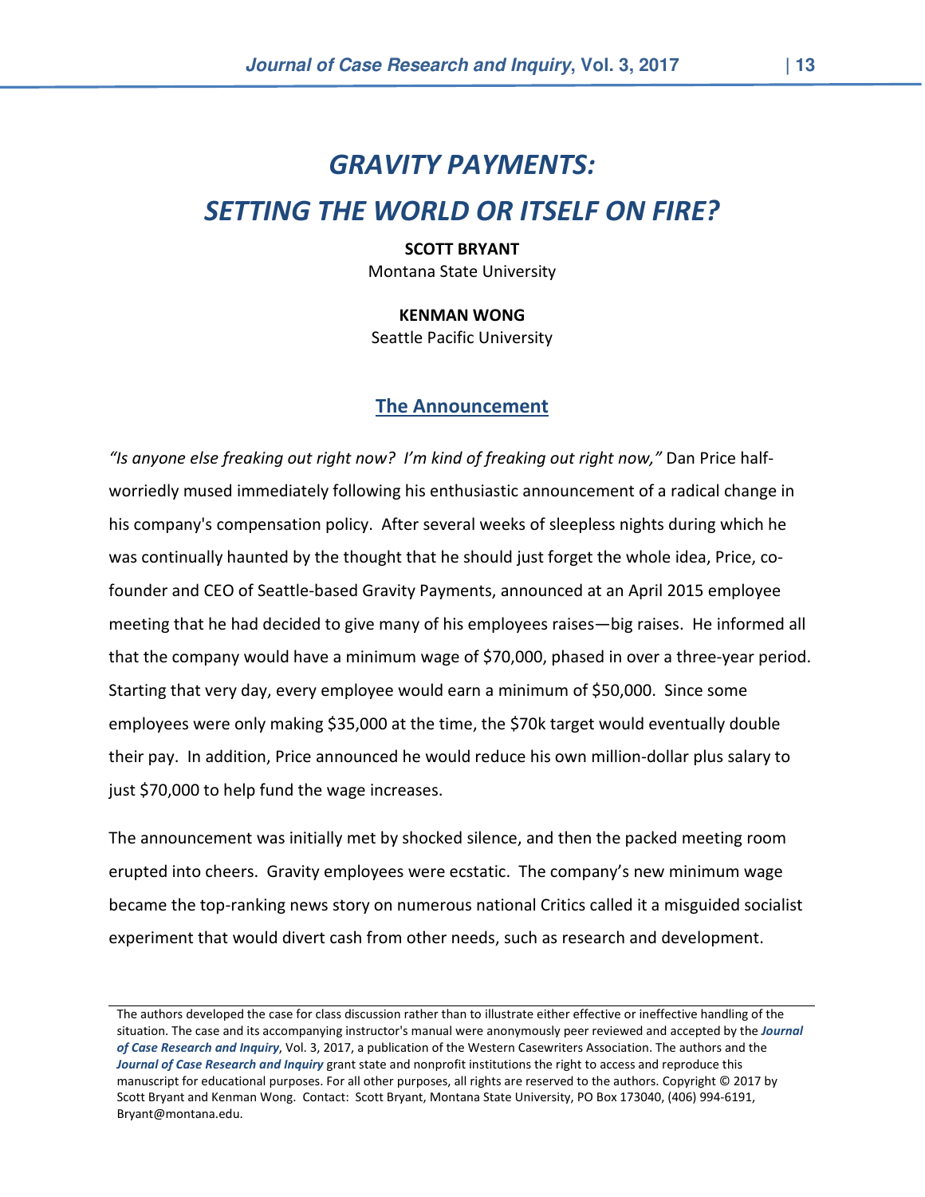# *GRAVITY PAYMENTS: SETTING THE WORLD OR ITSELF ON FIRE?*

**SCOTT BRYANT**
Montana State University

**KENMAN WONG**
Seattle Pacific University

## The Announcement

*"Is anyone else freaking out right now? I'm kind of freaking out right now,"* Dan Price half-worriedly mused immediately following his enthusiastic announcement of a radical change in his company's compensation policy. After several weeks of sleepless nights during which he was continually haunted by the thought that he should just forget the whole idea, Price, co-founder and CEO of Seattle-based Gravity Payments, announced at an April 2015 employee meeting that he had decided to give many of his employees raises—big raises. He informed all that the company would have a minimum wage of $70,000, phased in over a three-year period. Starting that very day, every employee would earn a minimum of $50,000. Since some employees were only making $35,000 at the time, the $70k target would eventually double their pay. In addition, Price announced he would reduce his own million-dollar plus salary to just $70,000 to help fund the wage increases.

The announcement was initially met by shocked silence, and then the packed meeting room erupted into cheers. Gravity employees were ecstatic. The company's new minimum wage became the top-ranking news story on numerous national Critics called it a misguided socialist experiment that would divert cash from other needs, such as research and development.

---

The authors developed the case for class discussion rather than to illustrate either effective or ineffective handling of the situation. The case and its accompanying instructor's manual were anonymously peer reviewed and accepted by the ***Journal of Case Research and Inquiry***, Vol. 3, 2017, a publication of the Western Casewriters Association. The authors and the ***Journal of Case Research and Inquiry*** grant state and nonprofit institutions the right to access and reproduce this manuscript for educational purposes. For all other purposes, all rights are reserved to the authors. Copyright © 2017 by Scott Bryant and Kenman Wong. Contact: Scott Bryant, Montana State University, PO Box 173040, (406) 994-6191, Bryant@montana.edu.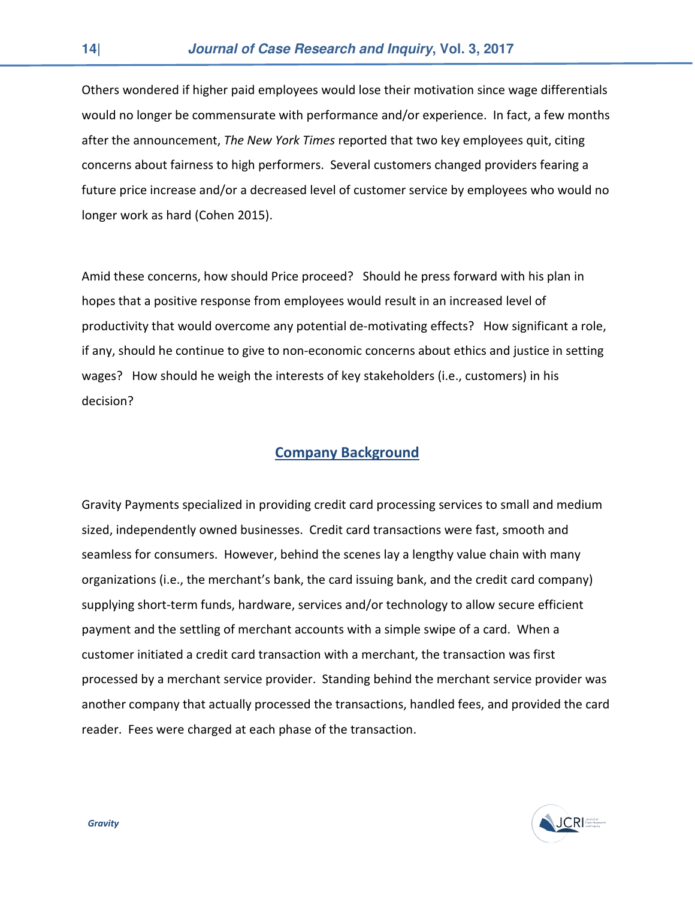Others wondered if higher paid employees would lose their motivation since wage differentials would no longer be commensurate with performance and/or experience. In fact, a few months after the announcement, *The New York Times* reported that two key employees quit, citing concerns about fairness to high performers. Several customers changed providers fearing a future price increase and/or a decreased level of customer service by employees who would no longer work as hard (Cohen 2015).

Amid these concerns, how should Price proceed? Should he press forward with his plan in hopes that a positive response from employees would result in an increased level of productivity that would overcome any potential de-motivating effects? How significant a role, if any, should he continue to give to non-economic concerns about ethics and justice in setting wages? How should he weigh the interests of key stakeholders (i.e., customers) in his decision?

## Company Background

Gravity Payments specialized in providing credit card processing services to small and medium sized, independently owned businesses. Credit card transactions were fast, smooth and seamless for consumers. However, behind the scenes lay a lengthy value chain with many organizations (i.e., the merchant's bank, the card issuing bank, and the credit card company) supplying short-term funds, hardware, services and/or technology to allow secure efficient payment and the settling of merchant accounts with a simple swipe of a card. When a customer initiated a credit card transaction with a merchant, the transaction was first processed by a merchant service provider. Standing behind the merchant service provider was another company that actually processed the transactions, handled fees, and provided the card reader. Fees were charged at each phase of the transaction.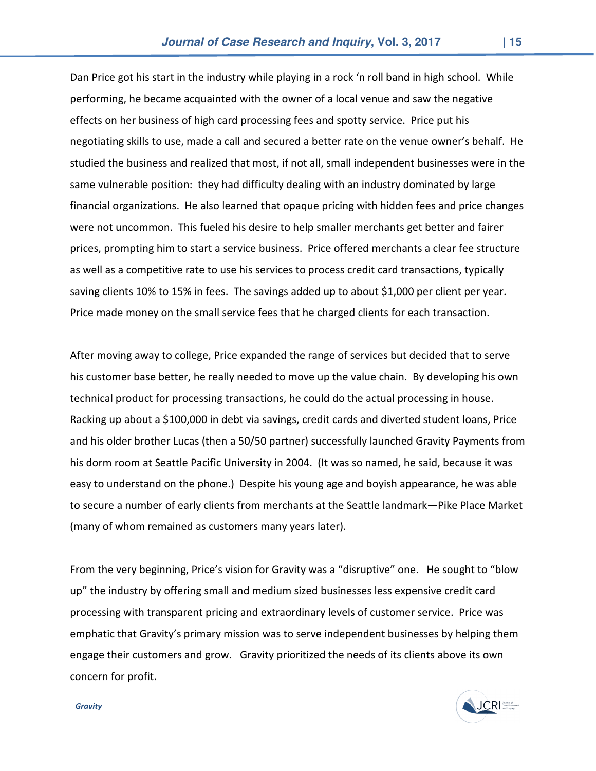Dan Price got his start in the industry while playing in a rock 'n roll band in high school. While performing, he became acquainted with the owner of a local venue and saw the negative effects on her business of high card processing fees and spotty service. Price put his negotiating skills to use, made a call and secured a better rate on the venue owner's behalf. He studied the business and realized that most, if not all, small independent businesses were in the same vulnerable position: they had difficulty dealing with an industry dominated by large financial organizations. He also learned that opaque pricing with hidden fees and price changes were not uncommon. This fueled his desire to help smaller merchants get better and fairer prices, prompting him to start a service business. Price offered merchants a clear fee structure as well as a competitive rate to use his services to process credit card transactions, typically saving clients 10% to 15% in fees. The savings added up to about $1,000 per client per year. Price made money on the small service fees that he charged clients for each transaction.

After moving away to college, Price expanded the range of services but decided that to serve his customer base better, he really needed to move up the value chain. By developing his own technical product for processing transactions, he could do the actual processing in house. Racking up about a $100,000 in debt via savings, credit cards and diverted student loans, Price and his older brother Lucas (then a 50/50 partner) successfully launched Gravity Payments from his dorm room at Seattle Pacific University in 2004. (It was so named, he said, because it was easy to understand on the phone.) Despite his young age and boyish appearance, he was able to secure a number of early clients from merchants at the Seattle landmark—Pike Place Market (many of whom remained as customers many years later).

From the very beginning, Price's vision for Gravity was a "disruptive" one. He sought to "blow up" the industry by offering small and medium sized businesses less expensive credit card processing with transparent pricing and extraordinary levels of customer service. Price was emphatic that Gravity's primary mission was to serve independent businesses by helping them engage their customers and grow. Gravity prioritized the needs of its clients above its own concern for profit.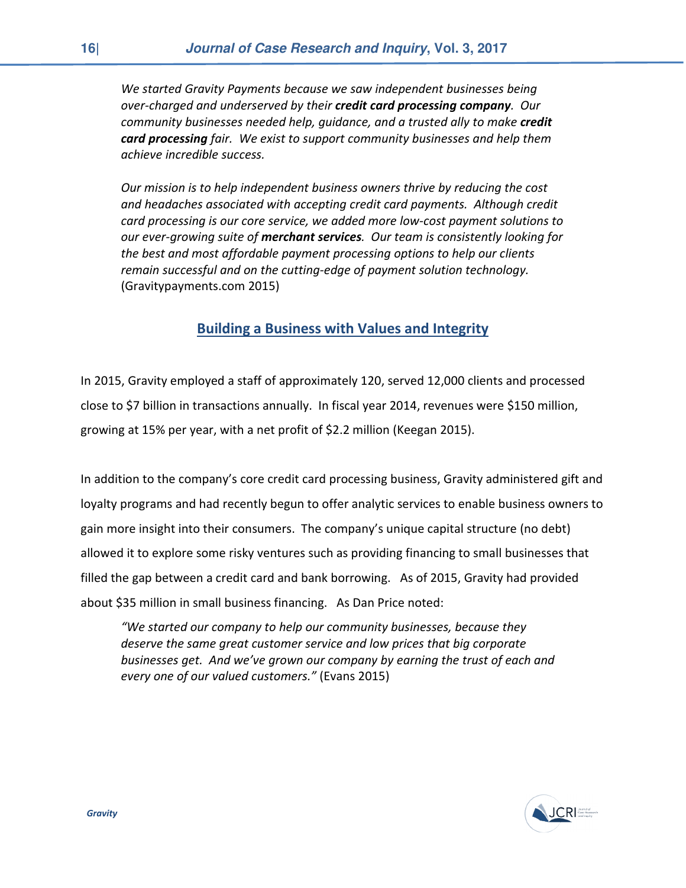*We started Gravity Payments because we saw independent businesses being over-charged and underserved by their **credit card processing company**. Our community businesses needed help, guidance, and a trusted ally to make **credit card processing** fair. We exist to support community businesses and help them achieve incredible success.*

*Our mission is to help independent business owners thrive by reducing the cost and headaches associated with accepting credit card payments. Although credit card processing is our core service, we added more low-cost payment solutions to our ever-growing suite of **merchant services**. Our team is consistently looking for the best and most affordable payment processing options to help our clients remain successful and on the cutting-edge of payment solution technology.* (Gravitypayments.com 2015)

## Building a Business with Values and Integrity

In 2015, Gravity employed a staff of approximately 120, served 12,000 clients and processed close to $7 billion in transactions annually. In fiscal year 2014, revenues were $150 million, growing at 15% per year, with a net profit of $2.2 million (Keegan 2015).

In addition to the company's core credit card processing business, Gravity administered gift and loyalty programs and had recently begun to offer analytic services to enable business owners to gain more insight into their consumers. The company's unique capital structure (no debt) allowed it to explore some risky ventures such as providing financing to small businesses that filled the gap between a credit card and bank borrowing. As of 2015, Gravity had provided about $35 million in small business financing. As Dan Price noted:

*"We started our company to help our community businesses, because they deserve the same great customer service and low prices that big corporate businesses get. And we've grown our company by earning the trust of each and every one of our valued customers."* (Evans 2015)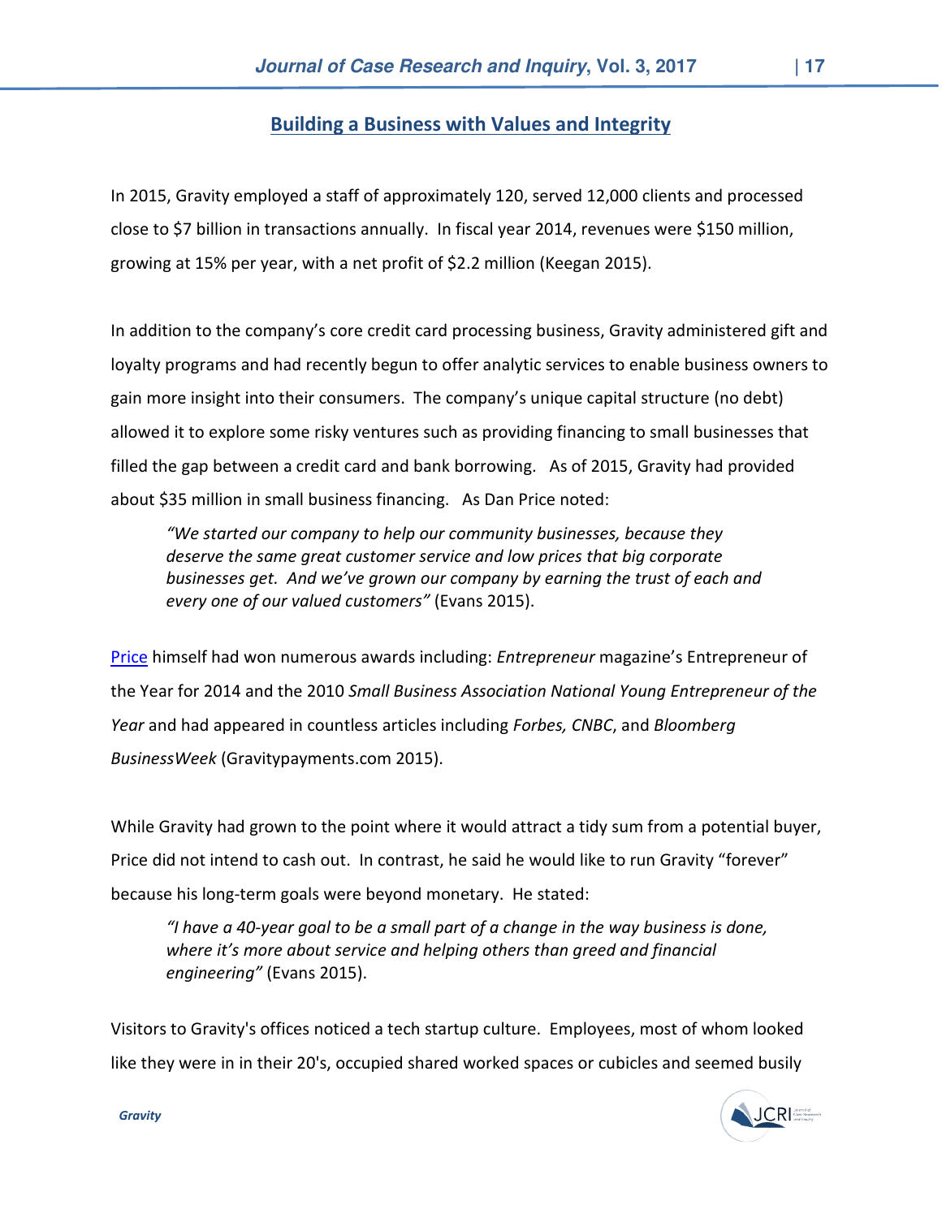## Building a Business with Values and Integrity

In 2015, Gravity employed a staff of approximately 120, served 12,000 clients and processed close to $7 billion in transactions annually. In fiscal year 2014, revenues were $150 million, growing at 15% per year, with a net profit of $2.2 million (Keegan 2015).

In addition to the company's core credit card processing business, Gravity administered gift and loyalty programs and had recently begun to offer analytic services to enable business owners to gain more insight into their consumers. The company's unique capital structure (no debt) allowed it to explore some risky ventures such as providing financing to small businesses that filled the gap between a credit card and bank borrowing. As of 2015, Gravity had provided about $35 million in small business financing. As Dan Price noted:

> *"We started our company to help our community businesses, because they deserve the same great customer service and low prices that big corporate businesses get. And we've grown our company by earning the trust of each and every one of our valued customers"* (Evans 2015).

Price himself had won numerous awards including: *Entrepreneur* magazine's Entrepreneur of the Year for 2014 and the 2010 *Small Business Association National Young Entrepreneur of the Year* and had appeared in countless articles including *Forbes, CNBC*, and *Bloomberg BusinessWeek* (Gravitypayments.com 2015).

While Gravity had grown to the point where it would attract a tidy sum from a potential buyer, Price did not intend to cash out. In contrast, he said he would like to run Gravity "forever" because his long-term goals were beyond monetary. He stated:

> *"I have a 40-year goal to be a small part of a change in the way business is done, where it's more about service and helping others than greed and financial engineering"* (Evans 2015).

Visitors to Gravity's offices noticed a tech startup culture. Employees, most of whom looked like they were in in their 20's, occupied shared worked spaces or cubicles and seemed busily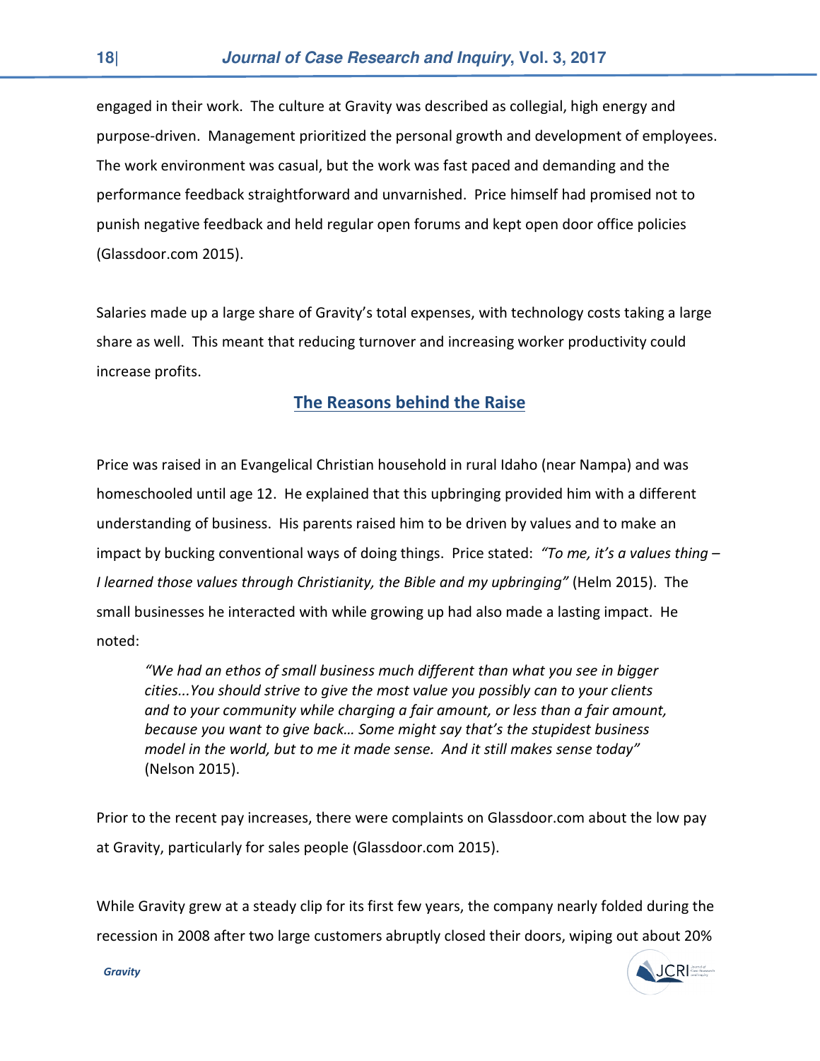engaged in their work. The culture at Gravity was described as collegial, high energy and purpose-driven. Management prioritized the personal growth and development of employees. The work environment was casual, but the work was fast paced and demanding and the performance feedback straightforward and unvarnished. Price himself had promised not to punish negative feedback and held regular open forums and kept open door office policies (Glassdoor.com 2015).

Salaries made up a large share of Gravity's total expenses, with technology costs taking a large share as well. This meant that reducing turnover and increasing worker productivity could increase profits.

## The Reasons behind the Raise

Price was raised in an Evangelical Christian household in rural Idaho (near Nampa) and was homeschooled until age 12. He explained that this upbringing provided him with a different understanding of business. His parents raised him to be driven by values and to make an impact by bucking conventional ways of doing things. Price stated: *"To me, it's a values thing – I learned those values through Christianity, the Bible and my upbringing"* (Helm 2015). The small businesses he interacted with while growing up had also made a lasting impact. He noted:

> *"We had an ethos of small business much different than what you see in bigger cities...You should strive to give the most value you possibly can to your clients and to your community while charging a fair amount, or less than a fair amount, because you want to give back… Some might say that's the stupidest business model in the world, but to me it made sense. And it still makes sense today"* (Nelson 2015).

Prior to the recent pay increases, there were complaints on Glassdoor.com about the low pay at Gravity, particularly for sales people (Glassdoor.com 2015).

While Gravity grew at a steady clip for its first few years, the company nearly folded during the recession in 2008 after two large customers abruptly closed their doors, wiping out about 20%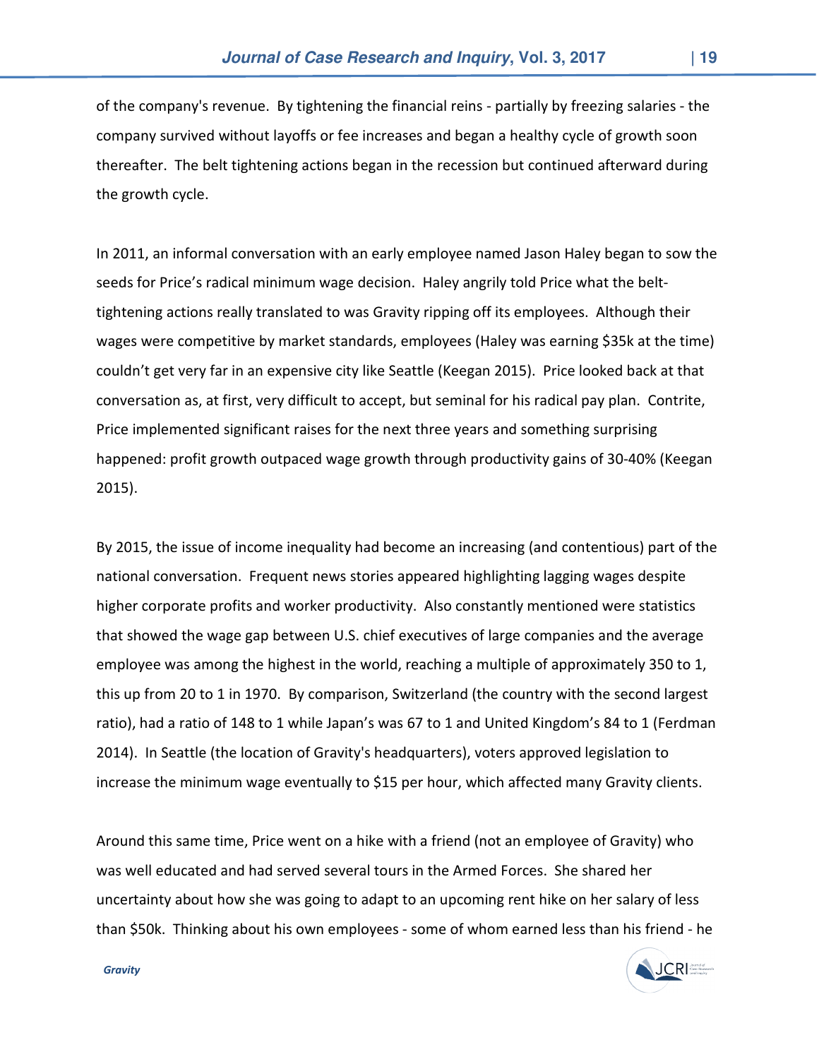of the company's revenue. By tightening the financial reins - partially by freezing salaries - the company survived without layoffs or fee increases and began a healthy cycle of growth soon thereafter. The belt tightening actions began in the recession but continued afterward during the growth cycle.

In 2011, an informal conversation with an early employee named Jason Haley began to sow the seeds for Price's radical minimum wage decision. Haley angrily told Price what the belt-tightening actions really translated to was Gravity ripping off its employees. Although their wages were competitive by market standards, employees (Haley was earning $35k at the time) couldn't get very far in an expensive city like Seattle (Keegan 2015). Price looked back at that conversation as, at first, very difficult to accept, but seminal for his radical pay plan. Contrite, Price implemented significant raises for the next three years and something surprising happened: profit growth outpaced wage growth through productivity gains of 30-40% (Keegan 2015).

By 2015, the issue of income inequality had become an increasing (and contentious) part of the national conversation. Frequent news stories appeared highlighting lagging wages despite higher corporate profits and worker productivity. Also constantly mentioned were statistics that showed the wage gap between U.S. chief executives of large companies and the average employee was among the highest in the world, reaching a multiple of approximately 350 to 1, this up from 20 to 1 in 1970. By comparison, Switzerland (the country with the second largest ratio), had a ratio of 148 to 1 while Japan's was 67 to 1 and United Kingdom's 84 to 1 (Ferdman 2014). In Seattle (the location of Gravity's headquarters), voters approved legislation to increase the minimum wage eventually to $15 per hour, which affected many Gravity clients.

Around this same time, Price went on a hike with a friend (not an employee of Gravity) who was well educated and had served several tours in the Armed Forces. She shared her uncertainty about how she was going to adapt to an upcoming rent hike on her salary of less than $50k. Thinking about his own employees - some of whom earned less than his friend - he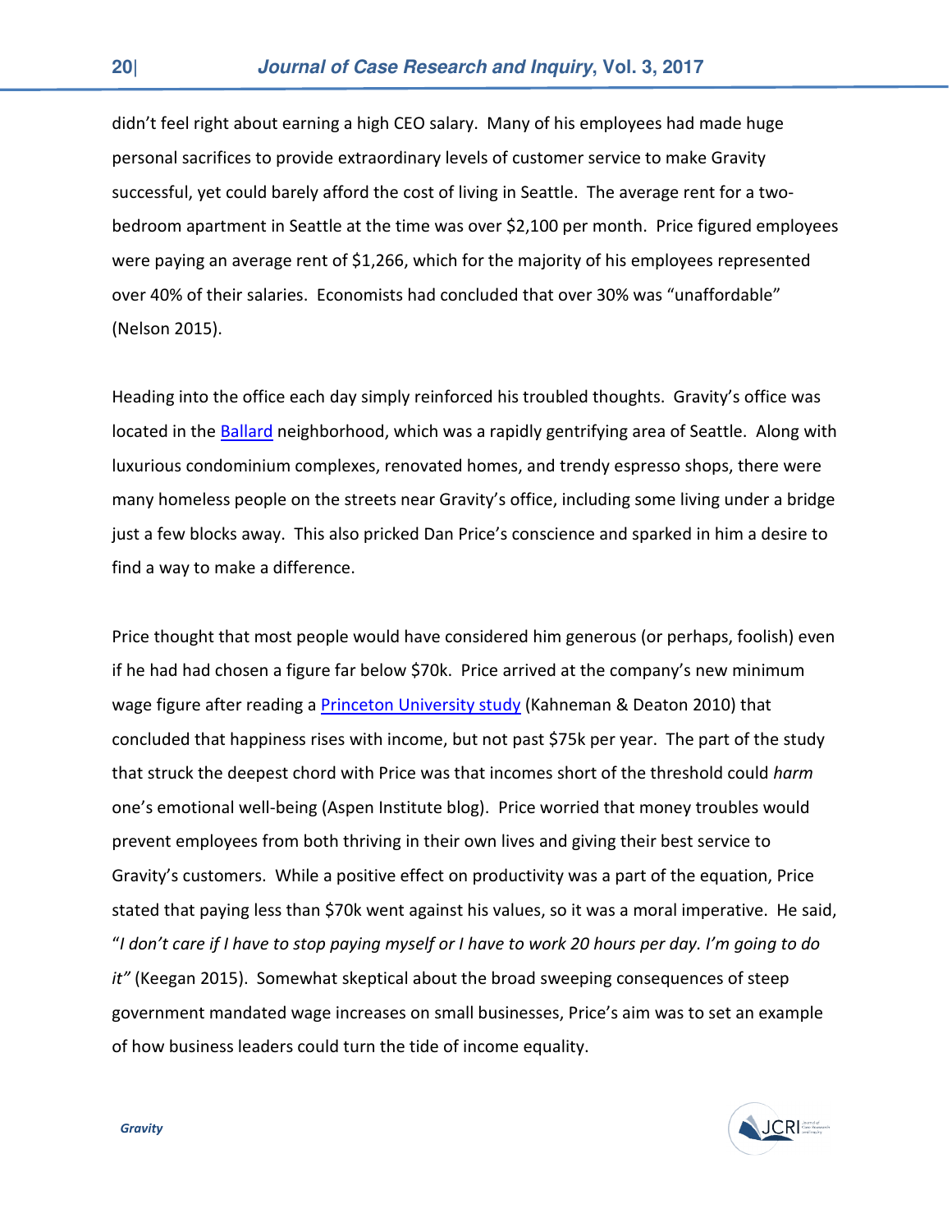didn't feel right about earning a high CEO salary. Many of his employees had made huge personal sacrifices to provide extraordinary levels of customer service to make Gravity successful, yet could barely afford the cost of living in Seattle. The average rent for a two-bedroom apartment in Seattle at the time was over $2,100 per month. Price figured employees were paying an average rent of $1,266, which for the majority of his employees represented over 40% of their salaries. Economists had concluded that over 30% was "unaffordable" (Nelson 2015).

Heading into the office each day simply reinforced his troubled thoughts. Gravity's office was located in the Ballard neighborhood, which was a rapidly gentrifying area of Seattle. Along with luxurious condominium complexes, renovated homes, and trendy espresso shops, there were many homeless people on the streets near Gravity's office, including some living under a bridge just a few blocks away. This also pricked Dan Price's conscience and sparked in him a desire to find a way to make a difference.

Price thought that most people would have considered him generous (or perhaps, foolish) even if he had had chosen a figure far below $70k. Price arrived at the company's new minimum wage figure after reading a Princeton University study (Kahneman & Deaton 2010) that concluded that happiness rises with income, but not past $75k per year. The part of the study that struck the deepest chord with Price was that incomes short of the threshold could *harm* one's emotional well-being (Aspen Institute blog). Price worried that money troubles would prevent employees from both thriving in their own lives and giving their best service to Gravity's customers. While a positive effect on productivity was a part of the equation, Price stated that paying less than $70k went against his values, so it was a moral imperative. He said, "*I don't care if I have to stop paying myself or I have to work 20 hours per day. I'm going to do it"* (Keegan 2015). Somewhat skeptical about the broad sweeping consequences of steep government mandated wage increases on small businesses, Price's aim was to set an example of how business leaders could turn the tide of income equality.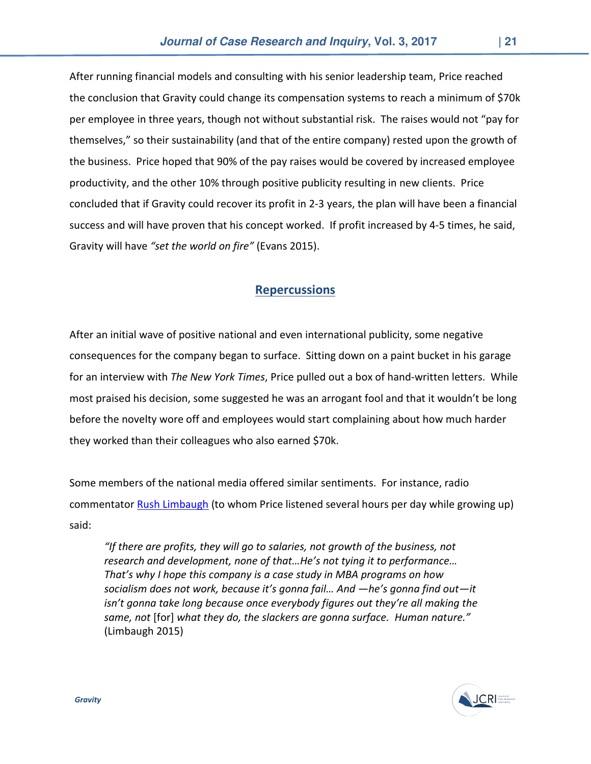After running financial models and consulting with his senior leadership team, Price reached the conclusion that Gravity could change its compensation systems to reach a minimum of $70k per employee in three years, though not without substantial risk. The raises would not "pay for themselves," so their sustainability (and that of the entire company) rested upon the growth of the business. Price hoped that 90% of the pay raises would be covered by increased employee productivity, and the other 10% through positive publicity resulting in new clients. Price concluded that if Gravity could recover its profit in 2-3 years, the plan will have been a financial success and will have proven that his concept worked. If profit increased by 4-5 times, he said, Gravity will have *"set the world on fire"* (Evans 2015).

## Repercussions

After an initial wave of positive national and even international publicity, some negative consequences for the company began to surface. Sitting down on a paint bucket in his garage for an interview with *The New York Times*, Price pulled out a box of hand-written letters. While most praised his decision, some suggested he was an arrogant fool and that it wouldn't be long before the novelty wore off and employees would start complaining about how much harder they worked than their colleagues who also earned $70k.

Some members of the national media offered similar sentiments. For instance, radio commentator Rush Limbaugh (to whom Price listened several hours per day while growing up) said:

> *"If there are profits, they will go to salaries, not growth of the business, not research and development, none of that…He's not tying it to performance… That's why I hope this company is a case study in MBA programs on how socialism does not work, because it's gonna fail… And —he's gonna find out—it isn't gonna take long because once everybody figures out they're all making the same, not* [for] *what they do, the slackers are gonna surface. Human nature."* (Limbaugh 2015)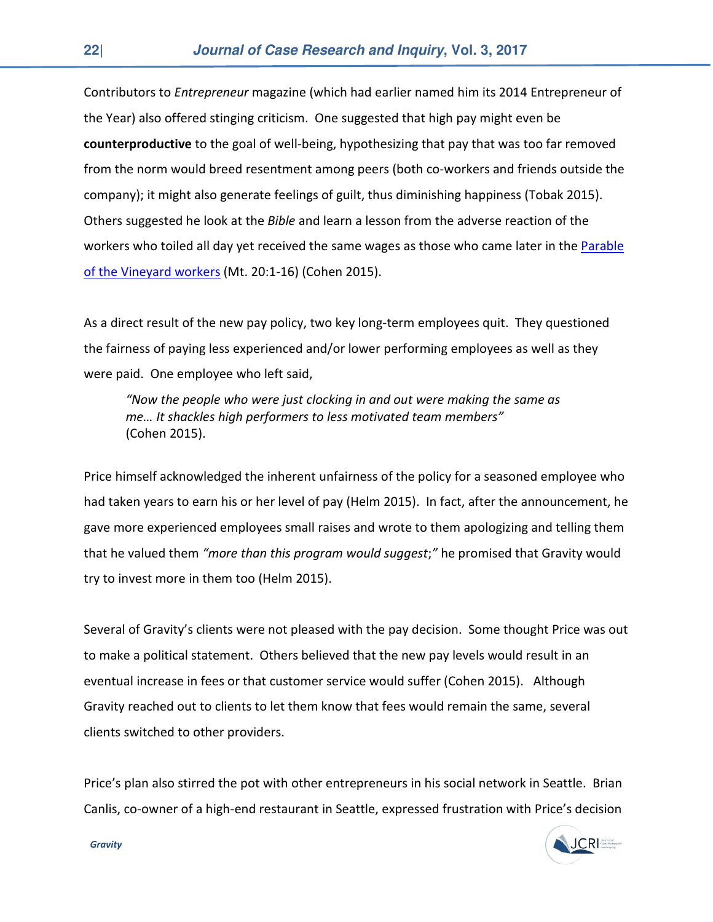Contributors to *Entrepreneur* magazine (which had earlier named him its 2014 Entrepreneur of the Year) also offered stinging criticism. One suggested that high pay might even be **counterproductive** to the goal of well-being, hypothesizing that pay that was too far removed from the norm would breed resentment among peers (both co-workers and friends outside the company); it might also generate feelings of guilt, thus diminishing happiness (Tobak 2015). Others suggested he look at the *Bible* and learn a lesson from the adverse reaction of the workers who toiled all day yet received the same wages as those who came later in the Parable of the Vineyard workers (Mt. 20:1-16) (Cohen 2015).

As a direct result of the new pay policy, two key long-term employees quit. They questioned the fairness of paying less experienced and/or lower performing employees as well as they were paid. One employee who left said,

> *"Now the people who were just clocking in and out were making the same as me… It shackles high performers to less motivated team members"* (Cohen 2015).

Price himself acknowledged the inherent unfairness of the policy for a seasoned employee who had taken years to earn his or her level of pay (Helm 2015). In fact, after the announcement, he gave more experienced employees small raises and wrote to them apologizing and telling them that he valued them *"more than this program would suggest;"* he promised that Gravity would try to invest more in them too (Helm 2015).

Several of Gravity's clients were not pleased with the pay decision. Some thought Price was out to make a political statement. Others believed that the new pay levels would result in an eventual increase in fees or that customer service would suffer (Cohen 2015). Although Gravity reached out to clients to let them know that fees would remain the same, several clients switched to other providers.

Price's plan also stirred the pot with other entrepreneurs in his social network in Seattle. Brian Canlis, co-owner of a high-end restaurant in Seattle, expressed frustration with Price's decision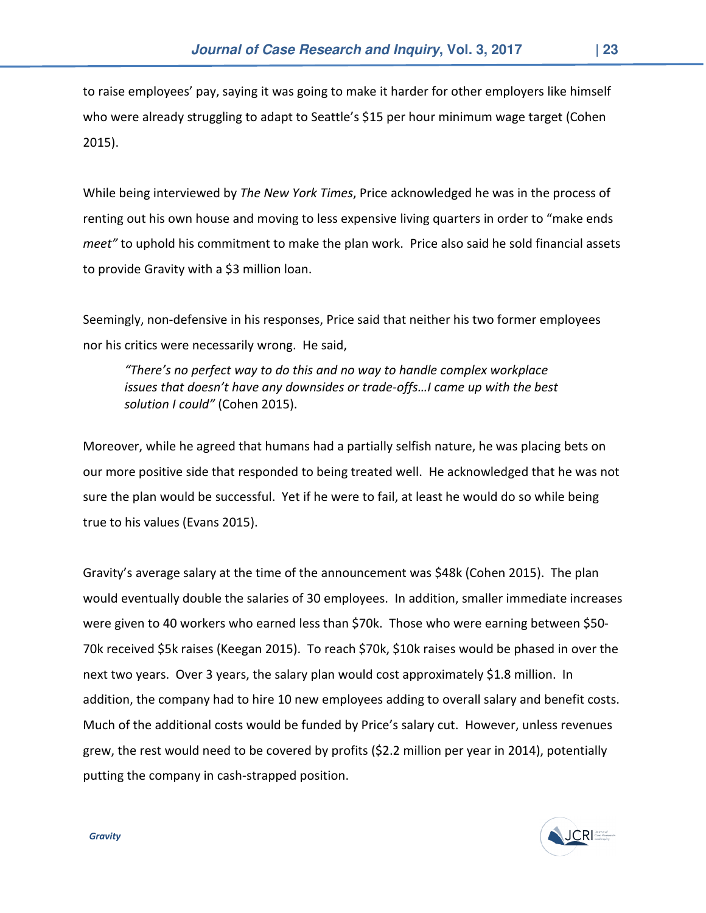to raise employees' pay, saying it was going to make it harder for other employers like himself who were already struggling to adapt to Seattle's $15 per hour minimum wage target (Cohen 2015).

While being interviewed by *The New York Times*, Price acknowledged he was in the process of renting out his own house and moving to less expensive living quarters in order to "make ends *meet"* to uphold his commitment to make the plan work. Price also said he sold financial assets to provide Gravity with a $3 million loan.

Seemingly, non-defensive in his responses, Price said that neither his two former employees nor his critics were necessarily wrong. He said,

> *"There's no perfect way to do this and no way to handle complex workplace issues that doesn't have any downsides or trade-offs…I came up with the best solution I could"* (Cohen 2015).

Moreover, while he agreed that humans had a partially selfish nature, he was placing bets on our more positive side that responded to being treated well. He acknowledged that he was not sure the plan would be successful. Yet if he were to fail, at least he would do so while being true to his values (Evans 2015).

Gravity's average salary at the time of the announcement was $48k (Cohen 2015). The plan would eventually double the salaries of 30 employees. In addition, smaller immediate increases were given to 40 workers who earned less than $70k. Those who were earning between $50-70k received $5k raises (Keegan 2015). To reach $70k, $10k raises would be phased in over the next two years. Over 3 years, the salary plan would cost approximately $1.8 million. In addition, the company had to hire 10 new employees adding to overall salary and benefit costs. Much of the additional costs would be funded by Price's salary cut. However, unless revenues grew, the rest would need to be covered by profits ($2.2 million per year in 2014), potentially putting the company in cash-strapped position.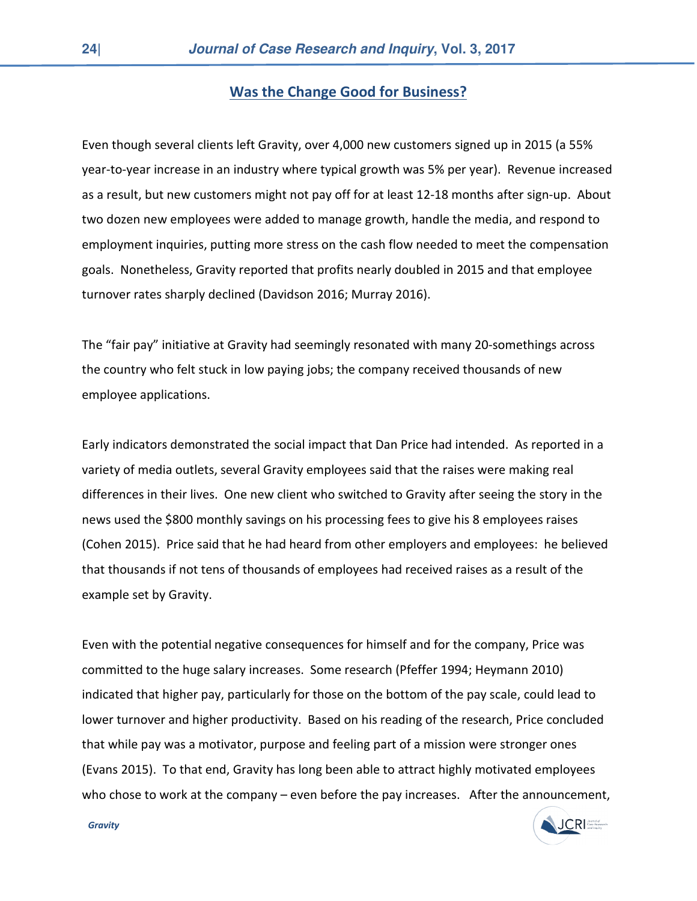## Was the Change Good for Business?

Even though several clients left Gravity, over 4,000 new customers signed up in 2015 (a 55% year-to-year increase in an industry where typical growth was 5% per year). Revenue increased as a result, but new customers might not pay off for at least 12-18 months after sign-up. About two dozen new employees were added to manage growth, handle the media, and respond to employment inquiries, putting more stress on the cash flow needed to meet the compensation goals. Nonetheless, Gravity reported that profits nearly doubled in 2015 and that employee turnover rates sharply declined (Davidson 2016; Murray 2016).

The "fair pay" initiative at Gravity had seemingly resonated with many 20-somethings across the country who felt stuck in low paying jobs; the company received thousands of new employee applications.

Early indicators demonstrated the social impact that Dan Price had intended. As reported in a variety of media outlets, several Gravity employees said that the raises were making real differences in their lives. One new client who switched to Gravity after seeing the story in the news used the $800 monthly savings on his processing fees to give his 8 employees raises (Cohen 2015). Price said that he had heard from other employers and employees: he believed that thousands if not tens of thousands of employees had received raises as a result of the example set by Gravity.

Even with the potential negative consequences for himself and for the company, Price was committed to the huge salary increases. Some research (Pfeffer 1994; Heymann 2010) indicated that higher pay, particularly for those on the bottom of the pay scale, could lead to lower turnover and higher productivity. Based on his reading of the research, Price concluded that while pay was a motivator, purpose and feeling part of a mission were stronger ones (Evans 2015). To that end, Gravity has long been able to attract highly motivated employees who chose to work at the company – even before the pay increases. After the announcement,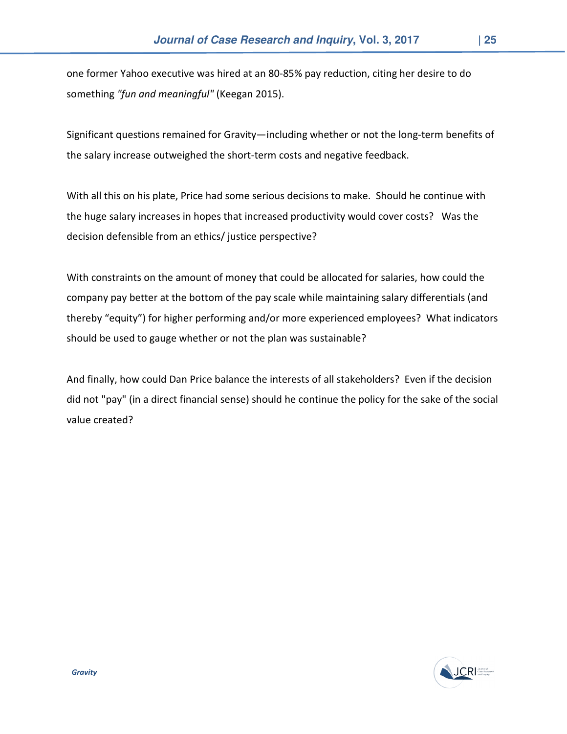one former Yahoo executive was hired at an 80-85% pay reduction, citing her desire to do something *"fun and meaningful"* (Keegan 2015).

Significant questions remained for Gravity—including whether or not the long-term benefits of the salary increase outweighed the short-term costs and negative feedback.

With all this on his plate, Price had some serious decisions to make. Should he continue with the huge salary increases in hopes that increased productivity would cover costs? Was the decision defensible from an ethics/ justice perspective?

With constraints on the amount of money that could be allocated for salaries, how could the company pay better at the bottom of the pay scale while maintaining salary differentials (and thereby "equity") for higher performing and/or more experienced employees? What indicators should be used to gauge whether or not the plan was sustainable?

And finally, how could Dan Price balance the interests of all stakeholders? Even if the decision did not "pay" (in a direct financial sense) should he continue the policy for the sake of the social value created?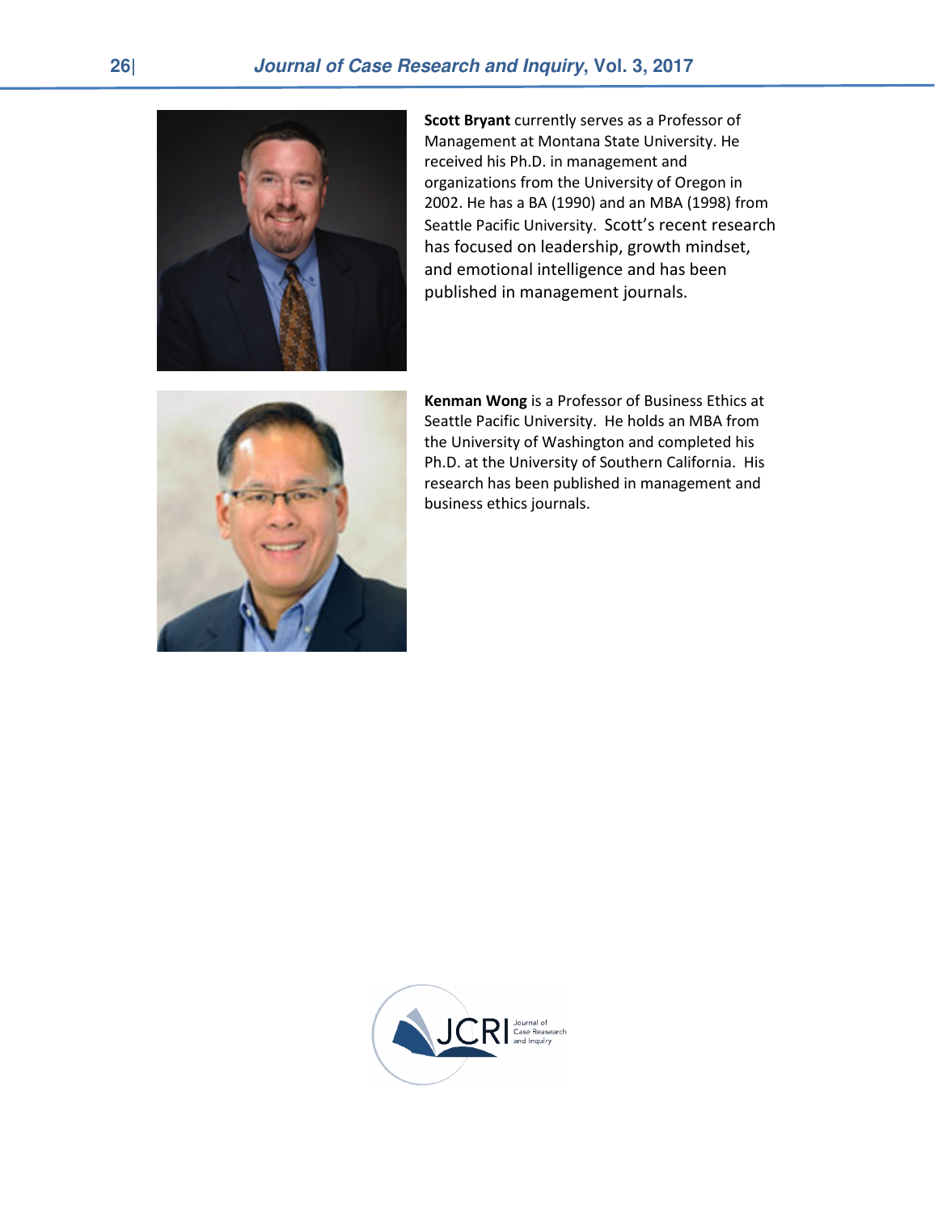**Scott Bryant** currently serves as a Professor of Management at Montana State University. He received his Ph.D. in management and organizations from the University of Oregon in 2002. He has a BA (1990) and an MBA (1998) from Seattle Pacific University. Scott's recent research has focused on leadership, growth mindset, and emotional intelligence and has been published in management journals.

**Kenman Wong** is a Professor of Business Ethics at Seattle Pacific University. He holds an MBA from the University of Washington and completed his Ph.D. at the University of Southern California. His research has been published in management and business ethics journals.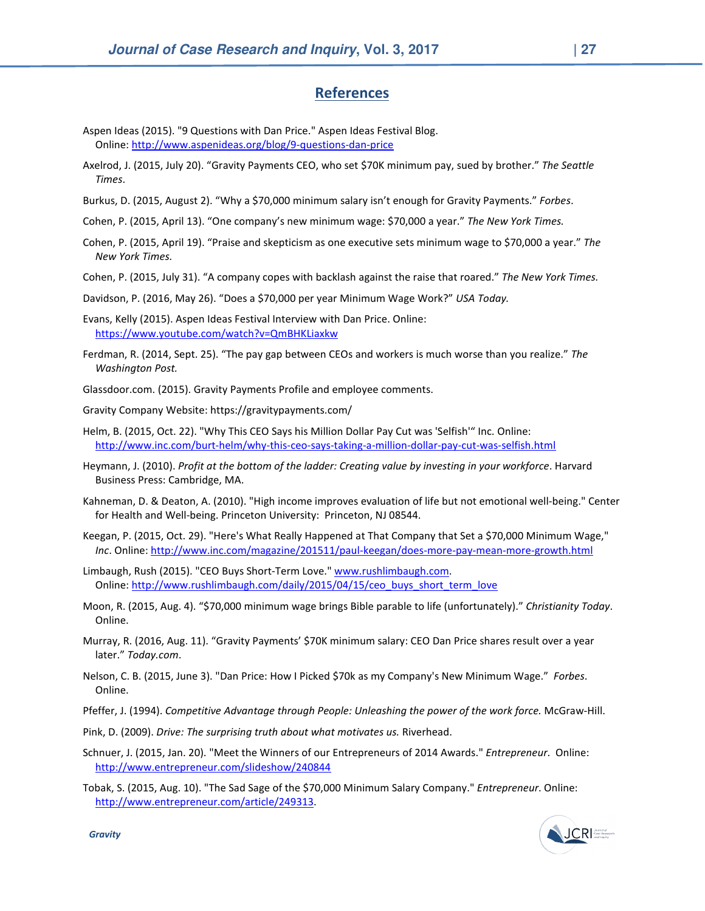## References

Aspen Ideas (2015). "9 Questions with Dan Price." Aspen Ideas Festival Blog. Online: http://www.aspenideas.org/blog/9-questions-dan-price

Axelrod, J. (2015, July 20). "Gravity Payments CEO, who set $70K minimum pay, sued by brother." *The Seattle Times*.

Burkus, D. (2015, August 2). "Why a $70,000 minimum salary isn't enough for Gravity Payments." *Forbes*.

Cohen, P. (2015, April 13). "One company's new minimum wage: $70,000 a year." *The New York Times.*

Cohen, P. (2015, April 19). "Praise and skepticism as one executive sets minimum wage to $70,000 a year." *The New York Times.*

Cohen, P. (2015, July 31). "A company copes with backlash against the raise that roared." *The New York Times.*

Davidson, P. (2016, May 26). "Does a $70,000 per year Minimum Wage Work?" *USA Today.*

Evans, Kelly (2015). Aspen Ideas Festival Interview with Dan Price. Online: https://www.youtube.com/watch?v=QmBHKLiaxkw

Ferdman, R. (2014, Sept. 25). "The pay gap between CEOs and workers is much worse than you realize." *The Washington Post.*

Glassdoor.com. (2015). Gravity Payments Profile and employee comments.

Gravity Company Website: https://gravitypayments.com/

Helm, B. (2015, Oct. 22). "Why This CEO Says his Million Dollar Pay Cut was 'Selfish'" Inc. Online: http://www.inc.com/burt-helm/why-this-ceo-says-taking-a-million-dollar-pay-cut-was-selfish.html

Heymann, J. (2010). *Profit at the bottom of the ladder: Creating value by investing in your workforce*. Harvard Business Press: Cambridge, MA.

Kahneman, D. & Deaton, A. (2010). "High income improves evaluation of life but not emotional well-being." Center for Health and Well-being. Princeton University: Princeton, NJ 08544.

Keegan, P. (2015, Oct. 29). "Here's What Really Happened at That Company that Set a $70,000 Minimum Wage," *Inc*. Online: http://www.inc.com/magazine/201511/paul-keegan/does-more-pay-mean-more-growth.html

Limbaugh, Rush (2015). "CEO Buys Short-Term Love." www.rushlimbaugh.com. Online: http://www.rushlimbaugh.com/daily/2015/04/15/ceo_buys_short_term_love

Moon, R. (2015, Aug. 4). "$70,000 minimum wage brings Bible parable to life (unfortunately)." *Christianity Today*. Online.

Murray, R. (2016, Aug. 11). "Gravity Payments' $70K minimum salary: CEO Dan Price shares result over a year later." *Today.com*.

Nelson, C. B. (2015, June 3). "Dan Price: How I Picked $70k as my Company's New Minimum Wage." *Forbes*. Online.

Pfeffer, J. (1994). *Competitive Advantage through People: Unleashing the power of the work force.* McGraw-Hill.

Pink, D. (2009). *Drive: The surprising truth about what motivates us.* Riverhead.

Schnuer, J. (2015, Jan. 20). "Meet the Winners of our Entrepreneurs of 2014 Awards." *Entrepreneur*. Online: http://www.entrepreneur.com/slideshow/240844

Tobak, S. (2015, Aug. 10). "The Sad Sage of the $70,000 Minimum Salary Company." *Entrepreneur*. Online: http://www.entrepreneur.com/article/249313.